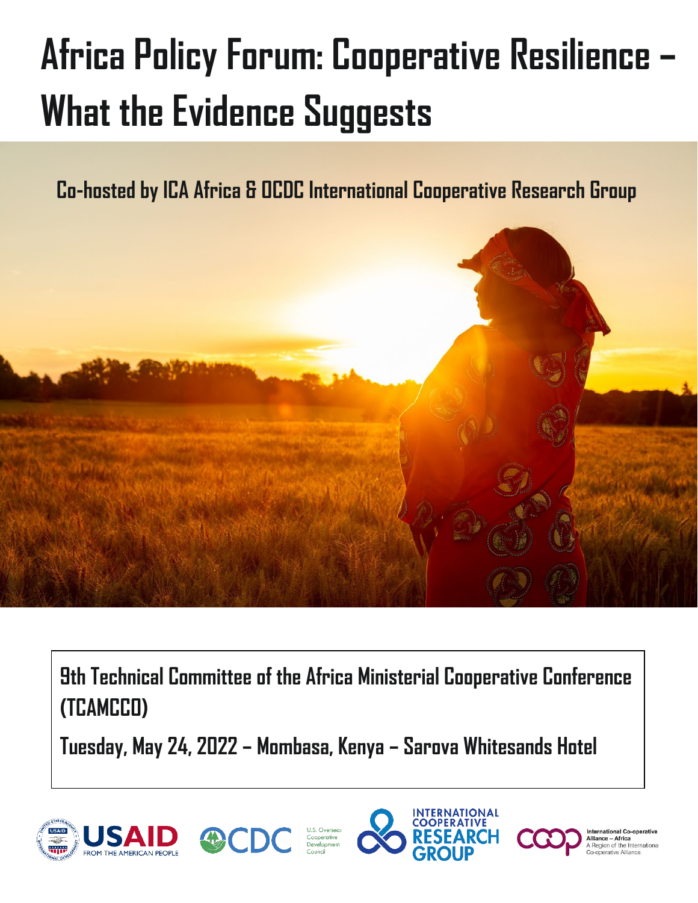# Africa Policy Forum: Cooperative Resilience – What the Evidence Suggests

**Co-hosted by ICA Africa & OCDC International Cooperative Research Group**

**9th Technical Committee of the Africa Ministerial Cooperative Conference (TCAMCCO)**

**Tuesday, May 24, 2022 – Mombasa, Kenya – Sarova Whitesands Hotel**

USAID FROM THE AMERICAN PEOPLE

OCDC U.S. Overseas Cooperative Development Council

INTERNATIONAL COOPERATIVE RESEARCH GROUP

International Co-operative Alliance – Africa A Region of the International Co-operative Alliance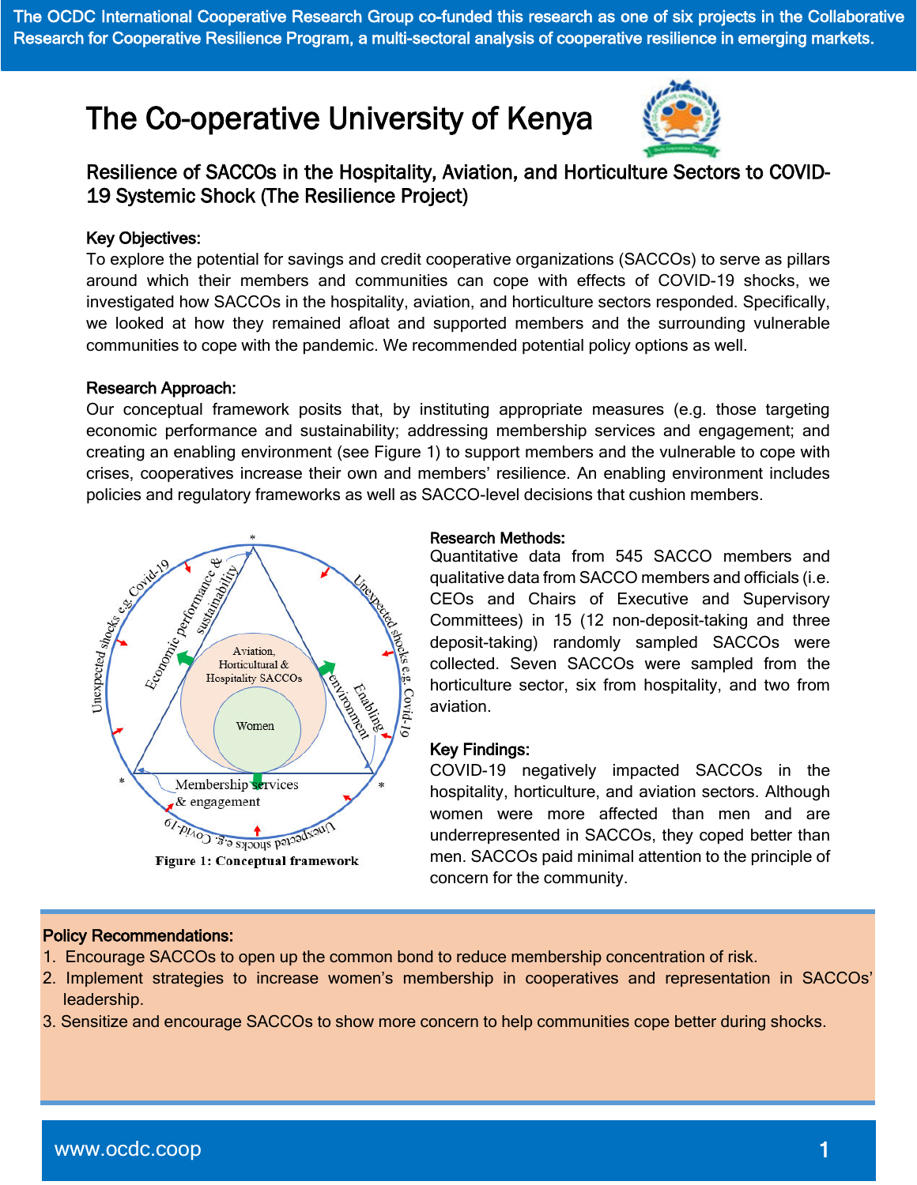The OCDC International Cooperative Research Group co-funded this research as one of six projects in the Collaborative Research for Cooperative Resilience Program, a multi-sectoral analysis of cooperative resilience in emerging markets.

# The Co-operative University of Kenya

## Resilience of SACCOs in the Hospitality, Aviation, and Horticulture Sectors to COVID-19 Systemic Shock (The Resilience Project)

### Key Objectives:

To explore the potential for savings and credit cooperative organizations (SACCOs) to serve as pillars around which their members and communities can cope with effects of COVID-19 shocks, we investigated how SACCOs in the hospitality, aviation, and horticulture sectors responded. Specifically, we looked at how they remained afloat and supported members and the surrounding vulnerable communities to cope with the pandemic. We recommended potential policy options as well.

### Research Approach:

Our conceptual framework posits that, by instituting appropriate measures (e.g. those targeting economic performance and sustainability; addressing membership services and engagement; and creating an enabling environment (see Figure 1) to support members and the vulnerable to cope with crises, cooperatives increase their own and members' resilience. An enabling environment includes policies and regulatory frameworks as well as SACCO-level decisions that cushion members.

**Figure 1: Conceptual framework**

### Research Methods:

Quantitative data from 545 SACCO members and qualitative data from SACCO members and officials (i.e. CEOs and Chairs of Executive and Supervisory Committees) in 15 (12 non-deposit-taking and three deposit-taking) randomly sampled SACCOs were collected. Seven SACCOs were sampled from the horticulture sector, six from hospitality, and two from aviation.

### Key Findings:

COVID-19 negatively impacted SACCOs in the hospitality, horticulture, and aviation sectors. Although women were more affected than men and are underrepresented in SACCOs, they coped better than men. SACCOs paid minimal attention to the principle of concern for the community.

### Policy Recommendations:

1. Encourage SACCOs to open up the common bond to reduce membership concentration of risk.
2. Implement strategies to increase women's membership in cooperatives and representation in SACCOs' leadership.
3. Sensitize and encourage SACCOs to show more concern to help communities cope better during shocks.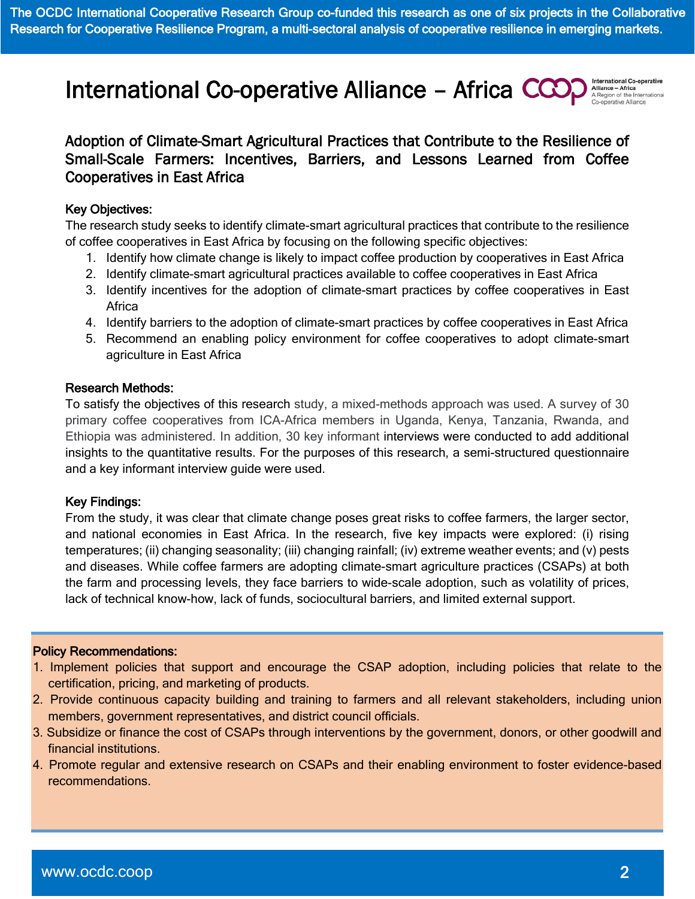The OCDC International Cooperative Research Group co-funded this research as one of six projects in the Collaborative Research for Cooperative Resilience Program, a multi-sectoral analysis of cooperative resilience in emerging markets.

# International Co-operative Alliance – Africa

## Adoption of Climate-Smart Agricultural Practices that Contribute to the Resilience of Small-Scale Farmers: Incentives, Barriers, and Lessons Learned from Coffee Cooperatives in East Africa

### Key Objectives:

The research study seeks to identify climate-smart agricultural practices that contribute to the resilience of coffee cooperatives in East Africa by focusing on the following specific objectives:

1. Identify how climate change is likely to impact coffee production by cooperatives in East Africa
2. Identify climate-smart agricultural practices available to coffee cooperatives in East Africa
3. Identify incentives for the adoption of climate-smart practices by coffee cooperatives in East Africa
4. Identify barriers to the adoption of climate-smart practices by coffee cooperatives in East Africa
5. Recommend an enabling policy environment for coffee cooperatives to adopt climate-smart agriculture in East Africa

### Research Methods:

To satisfy the objectives of this research study, a mixed-methods approach was used. A survey of 30 primary coffee cooperatives from ICA-Africa members in Uganda, Kenya, Tanzania, Rwanda, and Ethiopia was administered. In addition, 30 key informant interviews were conducted to add additional insights to the quantitative results. For the purposes of this research, a semi-structured questionnaire and a key informant interview guide were used.

### Key Findings:

From the study, it was clear that climate change poses great risks to coffee farmers, the larger sector, and national economies in East Africa. In the research, five key impacts were explored: (i) rising temperatures; (ii) changing seasonality; (iii) changing rainfall; (iv) extreme weather events; and (v) pests and diseases. While coffee farmers are adopting climate-smart agriculture practices (CSAPs) at both the farm and processing levels, they face barriers to wide-scale adoption, such as volatility of prices, lack of technical know-how, lack of funds, sociocultural barriers, and limited external support.

### Policy Recommendations:

1. Implement policies that support and encourage the CSAP adoption, including policies that relate to the certification, pricing, and marketing of products.
2. Provide continuous capacity building and training to farmers and all relevant stakeholders, including union members, government representatives, and district council officials.
3. Subsidize or finance the cost of CSAPs through interventions by the government, donors, or other goodwill and financial institutions.
4. Promote regular and extensive research on CSAPs and their enabling environment to foster evidence-based recommendations.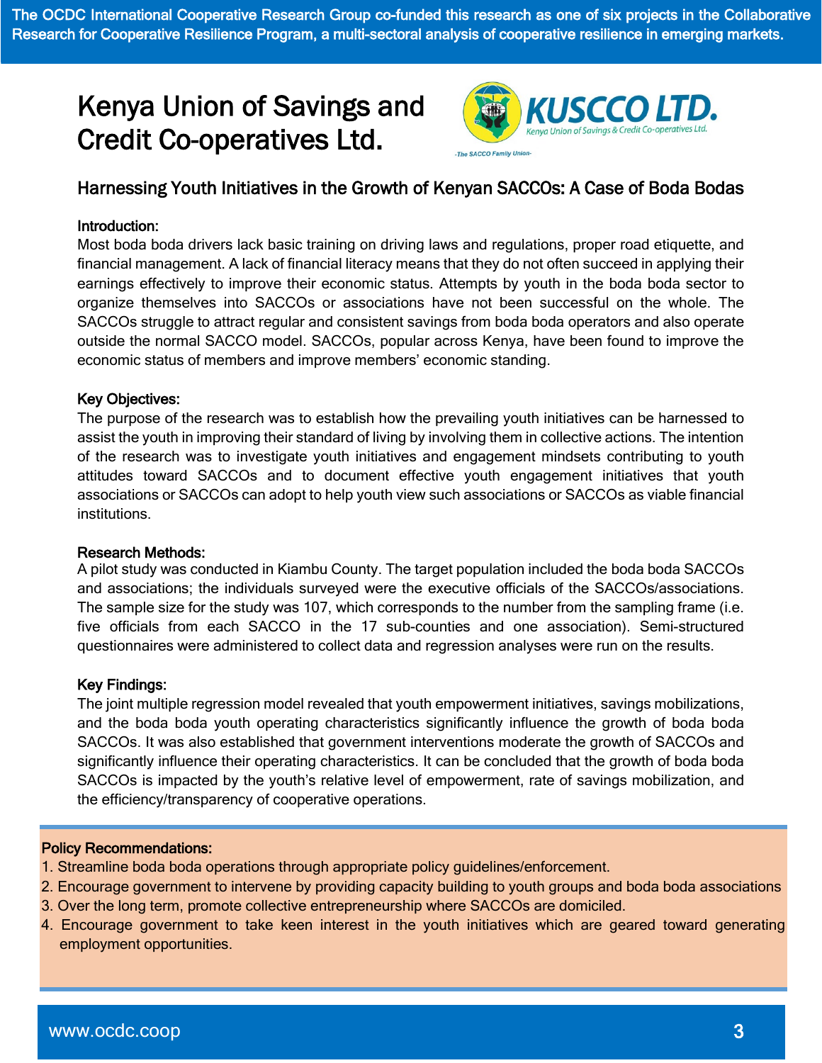The OCDC International Cooperative Research Group co-funded this research as one of six projects in the Collaborative Research for Cooperative Resilience Program, a multi-sectoral analysis of cooperative resilience in emerging markets.

# Kenya Union of Savings and Credit Co-operatives Ltd.

## Harnessing Youth Initiatives in the Growth of Kenyan SACCOs: A Case of Boda Bodas

### Introduction:

Most boda boda drivers lack basic training on driving laws and regulations, proper road etiquette, and financial management. A lack of financial literacy means that they do not often succeed in applying their earnings effectively to improve their economic status. Attempts by youth in the boda boda sector to organize themselves into SACCOs or associations have not been successful on the whole. The SACCOs struggle to attract regular and consistent savings from boda boda operators and also operate outside the normal SACCO model. SACCOs, popular across Kenya, have been found to improve the economic status of members and improve members' economic standing.

### Key Objectives:

The purpose of the research was to establish how the prevailing youth initiatives can be harnessed to assist the youth in improving their standard of living by involving them in collective actions. The intention of the research was to investigate youth initiatives and engagement mindsets contributing to youth attitudes toward SACCOs and to document effective youth engagement initiatives that youth associations or SACCOs can adopt to help youth view such associations or SACCOs as viable financial institutions.

### Research Methods:

A pilot study was conducted in Kiambu County. The target population included the boda boda SACCOs and associations; the individuals surveyed were the executive officials of the SACCOs/associations. The sample size for the study was 107, which corresponds to the number from the sampling frame (i.e. five officials from each SACCO in the 17 sub-counties and one association). Semi-structured questionnaires were administered to collect data and regression analyses were run on the results.

### Key Findings:

The joint multiple regression model revealed that youth empowerment initiatives, savings mobilizations, and the boda boda youth operating characteristics significantly influence the growth of boda boda SACCOs. It was also established that government interventions moderate the growth of SACCOs and significantly influence their operating characteristics. It can be concluded that the growth of boda boda SACCOs is impacted by the youth's relative level of empowerment, rate of savings mobilization, and the efficiency/transparency of cooperative operations.

### Policy Recommendations:

1. Streamline boda boda operations through appropriate policy guidelines/enforcement.
2. Encourage government to intervene by providing capacity building to youth groups and boda boda associations
3. Over the long term, promote collective entrepreneurship where SACCOs are domiciled.
4. Encourage government to take keen interest in the youth initiatives which are geared toward generating employment opportunities.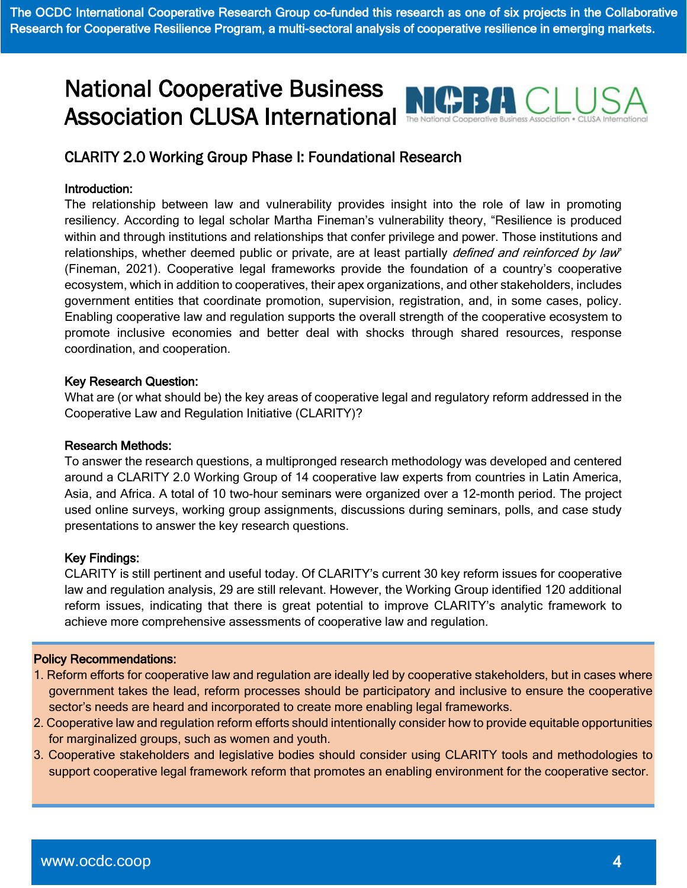The OCDC International Cooperative Research Group co-funded this research as one of six projects in the Collaborative Research for Cooperative Resilience Program, a multi-sectoral analysis of cooperative resilience in emerging markets.

# National Cooperative Business Association CLUSA International

## CLARITY 2.0 Working Group Phase I: Foundational Research

### Introduction:

The relationship between law and vulnerability provides insight into the role of law in promoting resiliency. According to legal scholar Martha Fineman's vulnerability theory, "Resilience is produced within and through institutions and relationships that confer privilege and power. Those institutions and relationships, whether deemed public or private, are at least partially *defined and reinforced by law*" (Fineman, 2021). Cooperative legal frameworks provide the foundation of a country's cooperative ecosystem, which in addition to cooperatives, their apex organizations, and other stakeholders, includes government entities that coordinate promotion, supervision, registration, and, in some cases, policy. Enabling cooperative law and regulation supports the overall strength of the cooperative ecosystem to promote inclusive economies and better deal with shocks through shared resources, response coordination, and cooperation.

### Key Research Question:

What are (or what should be) the key areas of cooperative legal and regulatory reform addressed in the Cooperative Law and Regulation Initiative (CLARITY)?

### Research Methods:

To answer the research questions, a multipronged research methodology was developed and centered around a CLARITY 2.0 Working Group of 14 cooperative law experts from countries in Latin America, Asia, and Africa. A total of 10 two-hour seminars were organized over a 12-month period. The project used online surveys, working group assignments, discussions during seminars, polls, and case study presentations to answer the key research questions.

### Key Findings:

CLARITY is still pertinent and useful today. Of CLARITY's current 30 key reform issues for cooperative law and regulation analysis, 29 are still relevant. However, the Working Group identified 120 additional reform issues, indicating that there is great potential to improve CLARITY's analytic framework to achieve more comprehensive assessments of cooperative law and regulation.

### Policy Recommendations:

1. Reform efforts for cooperative law and regulation are ideally led by cooperative stakeholders, but in cases where government takes the lead, reform processes should be participatory and inclusive to ensure the cooperative sector's needs are heard and incorporated to create more enabling legal frameworks.
2. Cooperative law and regulation reform efforts should intentionally consider how to provide equitable opportunities for marginalized groups, such as women and youth.
3. Cooperative stakeholders and legislative bodies should consider using CLARITY tools and methodologies to support cooperative legal framework reform that promotes an enabling environment for the cooperative sector.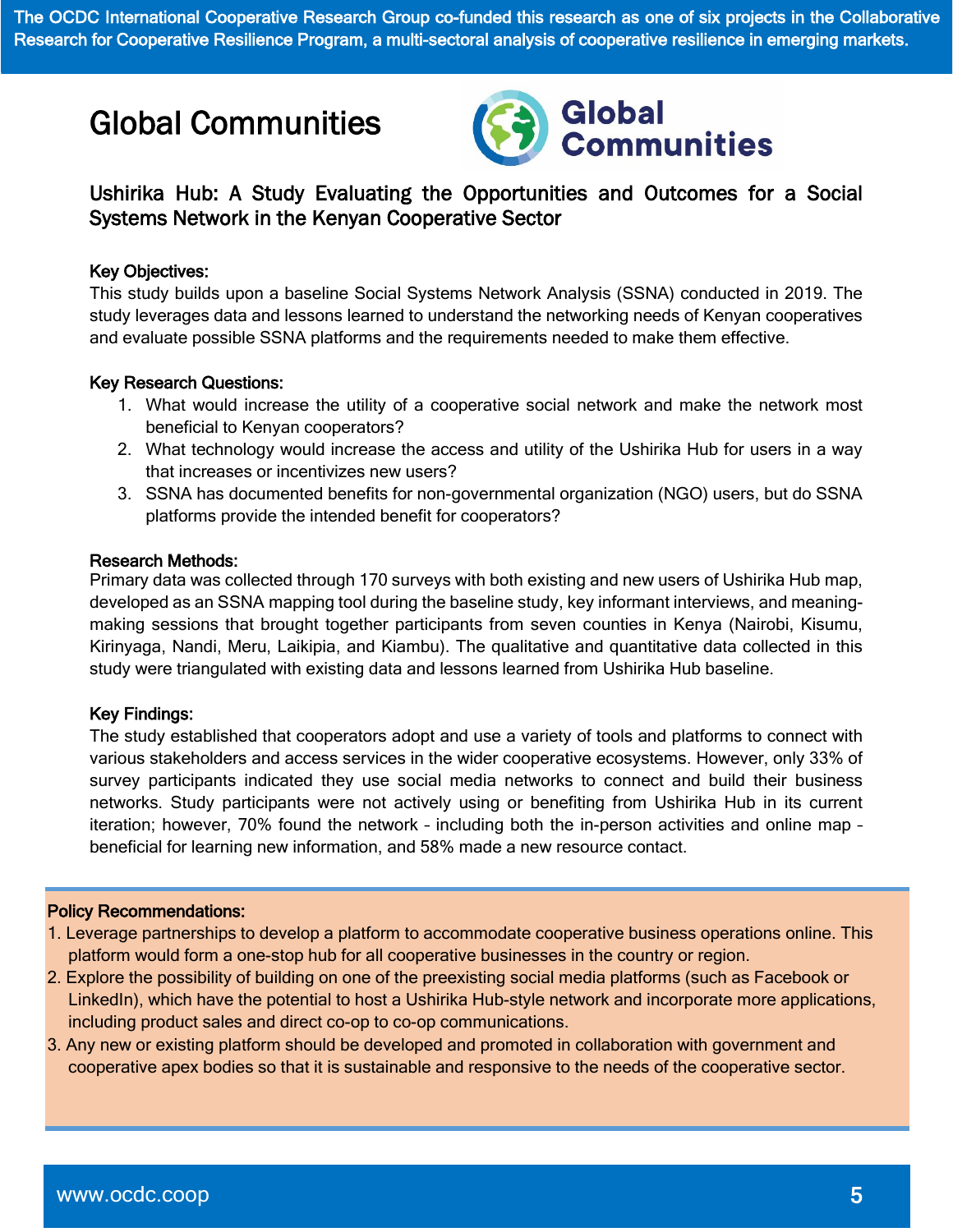The OCDC International Cooperative Research Group co-funded this research as one of six projects in the Collaborative Research for Cooperative Resilience Program, a multi-sectoral analysis of cooperative resilience in emerging markets.

# Global Communities

## Ushirika Hub: A Study Evaluating the Opportunities and Outcomes for a Social Systems Network in the Kenyan Cooperative Sector

**Key Objectives:**

This study builds upon a baseline Social Systems Network Analysis (SSNA) conducted in 2019. The study leverages data and lessons learned to understand the networking needs of Kenyan cooperatives and evaluate possible SSNA platforms and the requirements needed to make them effective.

**Key Research Questions:**

1. What would increase the utility of a cooperative social network and make the network most beneficial to Kenyan cooperators?
2. What technology would increase the access and utility of the Ushirika Hub for users in a way that increases or incentivizes new users?
3. SSNA has documented benefits for non-governmental organization (NGO) users, but do SSNA platforms provide the intended benefit for cooperators?

**Research Methods:**

Primary data was collected through 170 surveys with both existing and new users of Ushirika Hub map, developed as an SSNA mapping tool during the baseline study, key informant interviews, and meaning-making sessions that brought together participants from seven counties in Kenya (Nairobi, Kisumu, Kirinyaga, Nandi, Meru, Laikipia, and Kiambu). The qualitative and quantitative data collected in this study were triangulated with existing data and lessons learned from Ushirika Hub baseline.

**Key Findings:**

The study established that cooperators adopt and use a variety of tools and platforms to connect with various stakeholders and access services in the wider cooperative ecosystems. However, only 33% of survey participants indicated they use social media networks to connect and build their business networks. Study participants were not actively using or benefiting from Ushirika Hub in its current iteration; however, 70% found the network – including both the in-person activities and online map – beneficial for learning new information, and 58% made a new resource contact.

**Policy Recommendations:**

1. Leverage partnerships to develop a platform to accommodate cooperative business operations online. This platform would form a one-stop hub for all cooperative businesses in the country or region.
2. Explore the possibility of building on one of the preexisting social media platforms (such as Facebook or LinkedIn), which have the potential to host a Ushirika Hub-style network and incorporate more applications, including product sales and direct co-op to co-op communications.
3. Any new or existing platform should be developed and promoted in collaboration with government and cooperative apex bodies so that it is sustainable and responsive to the needs of the cooperative sector.

www.ocdc.coop